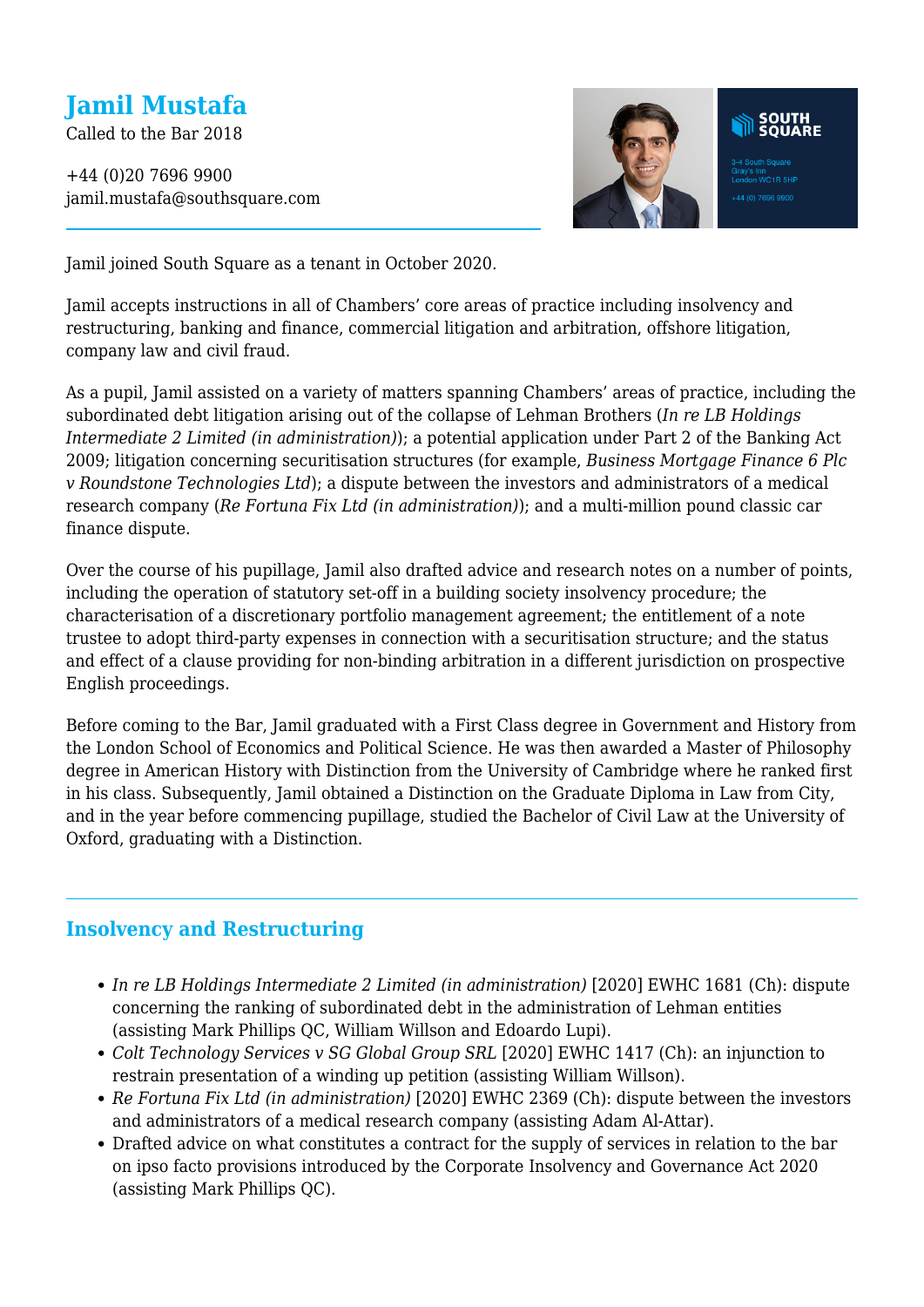# Jamil Mustafa

Called to the Bar 2018

+44 (0)20 7696 9900
jamil.mustafa@southsquare.com

Jamil joined South Square as a tenant in October 2020.

Jamil accepts instructions in all of Chambers' core areas of practice including insolvency and restructuring, banking and finance, commercial litigation and arbitration, offshore litigation, company law and civil fraud.

As a pupil, Jamil assisted on a variety of matters spanning Chambers' areas of practice, including the subordinated debt litigation arising out of the collapse of Lehman Brothers (*In re LB Holdings Intermediate 2 Limited (in administration)*); a potential application under Part 2 of the Banking Act 2009; litigation concerning securitisation structures (for example, *Business Mortgage Finance 6 Plc v Roundstone Technologies Ltd*); a dispute between the investors and administrators of a medical research company (*Re Fortuna Fix Ltd (in administration)*); and a multi-million pound classic car finance dispute.

Over the course of his pupillage, Jamil also drafted advice and research notes on a number of points, including the operation of statutory set-off in a building society insolvency procedure; the characterisation of a discretionary portfolio management agreement; the entitlement of a note trustee to adopt third-party expenses in connection with a securitisation structure; and the status and effect of a clause providing for non-binding arbitration in a different jurisdiction on prospective English proceedings.

Before coming to the Bar, Jamil graduated with a First Class degree in Government and History from the London School of Economics and Political Science. He was then awarded a Master of Philosophy degree in American History with Distinction from the University of Cambridge where he ranked first in his class. Subsequently, Jamil obtained a Distinction on the Graduate Diploma in Law from City, and in the year before commencing pupillage, studied the Bachelor of Civil Law at the University of Oxford, graduating with a Distinction.

## Insolvency and Restructuring

- *In re LB Holdings Intermediate 2 Limited (in administration)* [2020] EWHC 1681 (Ch): dispute concerning the ranking of subordinated debt in the administration of Lehman entities (assisting Mark Phillips QC, William Willson and Edoardo Lupi).
- *Colt Technology Services v SG Global Group SRL* [2020] EWHC 1417 (Ch): an injunction to restrain presentation of a winding up petition (assisting William Willson).
- *Re Fortuna Fix Ltd (in administration)* [2020] EWHC 2369 (Ch): dispute between the investors and administrators of a medical research company (assisting Adam Al-Attar).
- Drafted advice on what constitutes a contract for the supply of services in relation to the bar on ipso facto provisions introduced by the Corporate Insolvency and Governance Act 2020 (assisting Mark Phillips QC).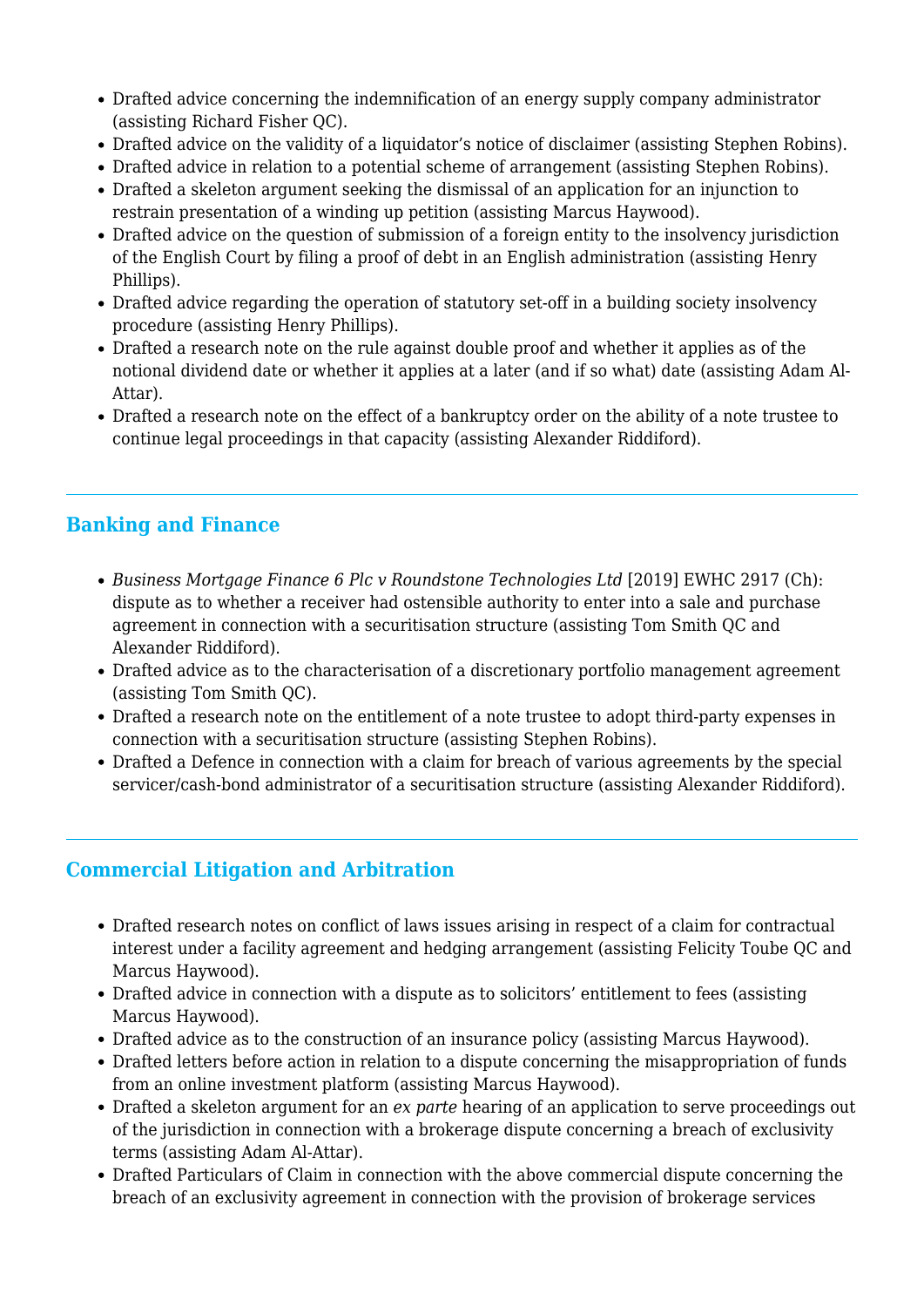- Drafted advice concerning the indemnification of an energy supply company administrator (assisting Richard Fisher QC).
- Drafted advice on the validity of a liquidator's notice of disclaimer (assisting Stephen Robins).
- Drafted advice in relation to a potential scheme of arrangement (assisting Stephen Robins).
- Drafted a skeleton argument seeking the dismissal of an application for an injunction to restrain presentation of a winding up petition (assisting Marcus Haywood).
- Drafted advice on the question of submission of a foreign entity to the insolvency jurisdiction of the English Court by filing a proof of debt in an English administration (assisting Henry Phillips).
- Drafted advice regarding the operation of statutory set-off in a building society insolvency procedure (assisting Henry Phillips).
- Drafted a research note on the rule against double proof and whether it applies as of the notional dividend date or whether it applies at a later (and if so what) date (assisting Adam Al-Attar).
- Drafted a research note on the effect of a bankruptcy order on the ability of a note trustee to continue legal proceedings in that capacity (assisting Alexander Riddiford).

---

## Banking and Finance

- *Business Mortgage Finance 6 Plc v Roundstone Technologies Ltd* [2019] EWHC 2917 (Ch): dispute as to whether a receiver had ostensible authority to enter into a sale and purchase agreement in connection with a securitisation structure (assisting Tom Smith QC and Alexander Riddiford).
- Drafted advice as to the characterisation of a discretionary portfolio management agreement (assisting Tom Smith QC).
- Drafted a research note on the entitlement of a note trustee to adopt third-party expenses in connection with a securitisation structure (assisting Stephen Robins).
- Drafted a Defence in connection with a claim for breach of various agreements by the special servicer/cash-bond administrator of a securitisation structure (assisting Alexander Riddiford).

---

## Commercial Litigation and Arbitration

- Drafted research notes on conflict of laws issues arising in respect of a claim for contractual interest under a facility agreement and hedging arrangement (assisting Felicity Toube QC and Marcus Haywood).
- Drafted advice in connection with a dispute as to solicitors' entitlement to fees (assisting Marcus Haywood).
- Drafted advice as to the construction of an insurance policy (assisting Marcus Haywood).
- Drafted letters before action in relation to a dispute concerning the misappropriation of funds from an online investment platform (assisting Marcus Haywood).
- Drafted a skeleton argument for an *ex parte* hearing of an application to serve proceedings out of the jurisdiction in connection with a brokerage dispute concerning a breach of exclusivity terms (assisting Adam Al-Attar).
- Drafted Particulars of Claim in connection with the above commercial dispute concerning the breach of an exclusivity agreement in connection with the provision of brokerage services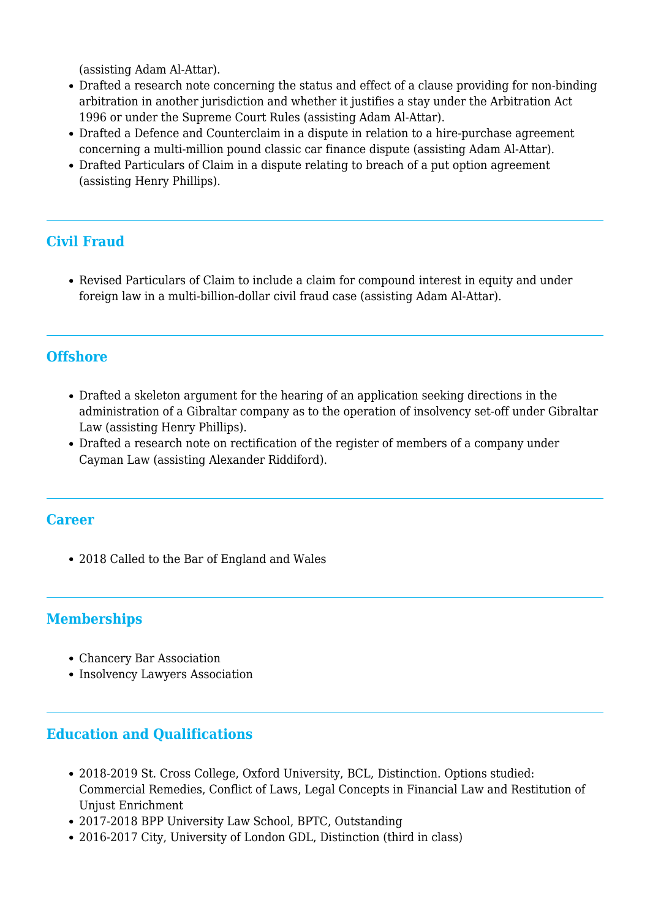(assisting Adam Al-Attar).

- Drafted a research note concerning the status and effect of a clause providing for non-binding arbitration in another jurisdiction and whether it justifies a stay under the Arbitration Act 1996 or under the Supreme Court Rules (assisting Adam Al-Attar).
- Drafted a Defence and Counterclaim in a dispute in relation to a hire-purchase agreement concerning a multi-million pound classic car finance dispute (assisting Adam Al-Attar).
- Drafted Particulars of Claim in a dispute relating to breach of a put option agreement (assisting Henry Phillips).

---

## Civil Fraud

- Revised Particulars of Claim to include a claim for compound interest in equity and under foreign law in a multi-billion-dollar civil fraud case (assisting Adam Al-Attar).

---

## Offshore

- Drafted a skeleton argument for the hearing of an application seeking directions in the administration of a Gibraltar company as to the operation of insolvency set-off under Gibraltar Law (assisting Henry Phillips).
- Drafted a research note on rectification of the register of members of a company under Cayman Law (assisting Alexander Riddiford).

---

## Career

- 2018 Called to the Bar of England and Wales

---

## Memberships

- Chancery Bar Association
- Insolvency Lawyers Association

---

## Education and Qualifications

- 2018-2019 St. Cross College, Oxford University, BCL, Distinction. Options studied: Commercial Remedies, Conflict of Laws, Legal Concepts in Financial Law and Restitution of Unjust Enrichment
- 2017-2018 BPP University Law School, BPTC, Outstanding
- 2016-2017 City, University of London GDL, Distinction (third in class)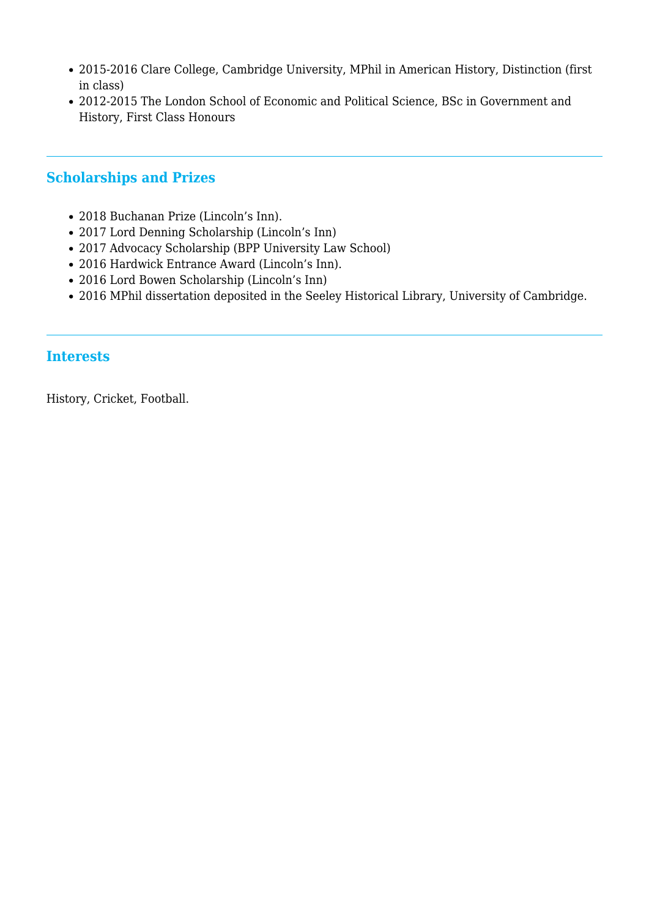- 2015-2016 Clare College, Cambridge University, MPhil in American History, Distinction (first in class)
- 2012-2015 The London School of Economic and Political Science, BSc in Government and History, First Class Honours

---

## Scholarships and Prizes

- 2018 Buchanan Prize (Lincoln's Inn).
- 2017 Lord Denning Scholarship (Lincoln's Inn)
- 2017 Advocacy Scholarship (BPP University Law School)
- 2016 Hardwick Entrance Award (Lincoln's Inn).
- 2016 Lord Bowen Scholarship (Lincoln's Inn)
- 2016 MPhil dissertation deposited in the Seeley Historical Library, University of Cambridge.

---

## Interests

History, Cricket, Football.